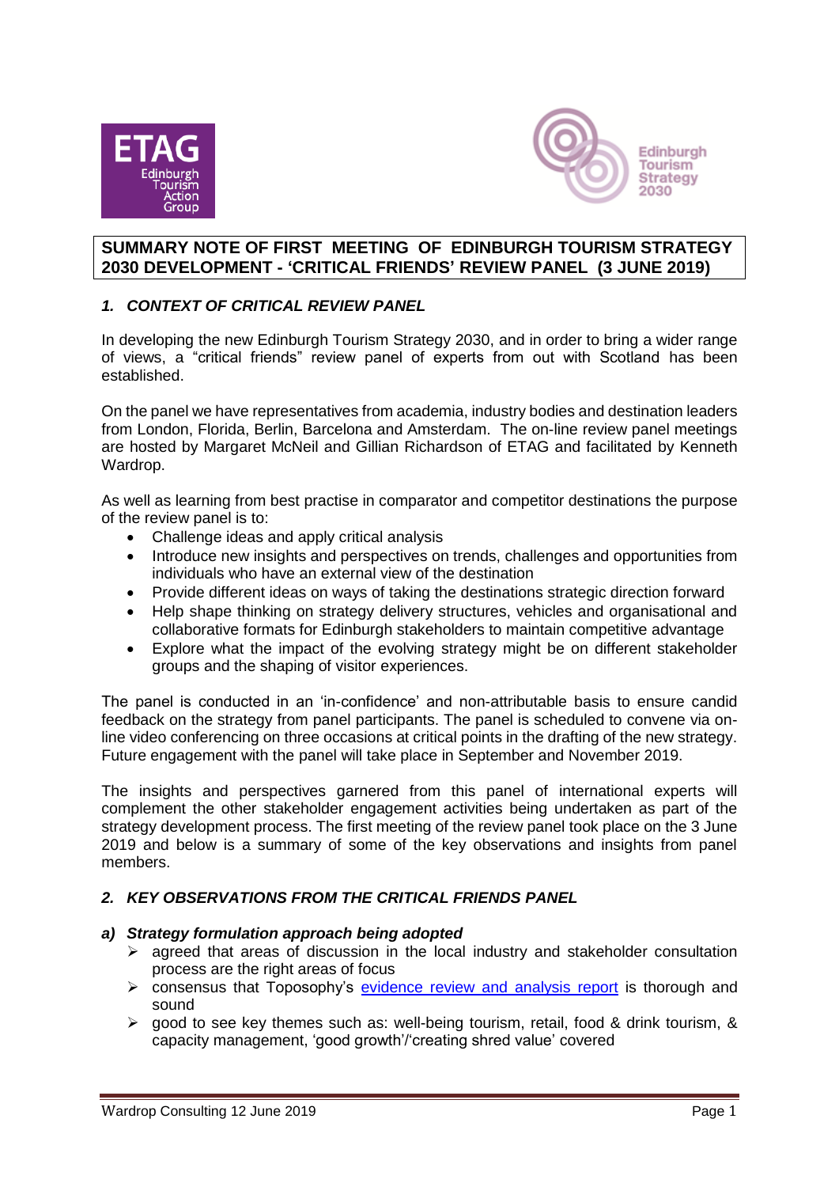## SUMMARY NOTE OF FIRST MEETING OF EDINBURGH TOURISM STRATEGY 2030 DEVELOPMENT - 'CRITICAL FRIENDS' REVIEW PANEL (3 JUNE 2019)

### *1. CONTEXT OF CRITICAL REVIEW PANEL*

In developing the new Edinburgh Tourism Strategy 2030, and in order to bring a wider range of views, a "critical friends" review panel of experts from out with Scotland has been established.

On the panel we have representatives from academia, industry bodies and destination leaders from London, Florida, Berlin, Barcelona and Amsterdam. The on-line review panel meetings are hosted by Margaret McNeil and Gillian Richardson of ETAG and facilitated by Kenneth Wardrop.

As well as learning from best practise in comparator and competitor destinations the purpose of the review panel is to:

- Challenge ideas and apply critical analysis
- Introduce new insights and perspectives on trends, challenges and opportunities from individuals who have an external view of the destination
- Provide different ideas on ways of taking the destinations strategic direction forward
- Help shape thinking on strategy delivery structures, vehicles and organisational and collaborative formats for Edinburgh stakeholders to maintain competitive advantage
- Explore what the impact of the evolving strategy might be on different stakeholder groups and the shaping of visitor experiences.

The panel is conducted in an 'in-confidence' and non-attributable basis to ensure candid feedback on the strategy from panel participants. The panel is scheduled to convene via on-line video conferencing on three occasions at critical points in the drafting of the new strategy. Future engagement with the panel will take place in September and November 2019.

The insights and perspectives garnered from this panel of international experts will complement the other stakeholder engagement activities being undertaken as part of the strategy development process. The first meeting of the review panel took place on the 3 June 2019 and below is a summary of some of the key observations and insights from panel members.

### *2. KEY OBSERVATIONS FROM THE CRITICAL FRIENDS PANEL*

#### *a) Strategy formulation approach being adopted*

- agreed that areas of discussion in the local industry and stakeholder consultation process are the right areas of focus
- consensus that Toposophy's evidence review and analysis report is thorough and sound
- good to see key themes such as: well-being tourism, retail, food & drink tourism, & capacity management, 'good growth'/'creating shred value' covered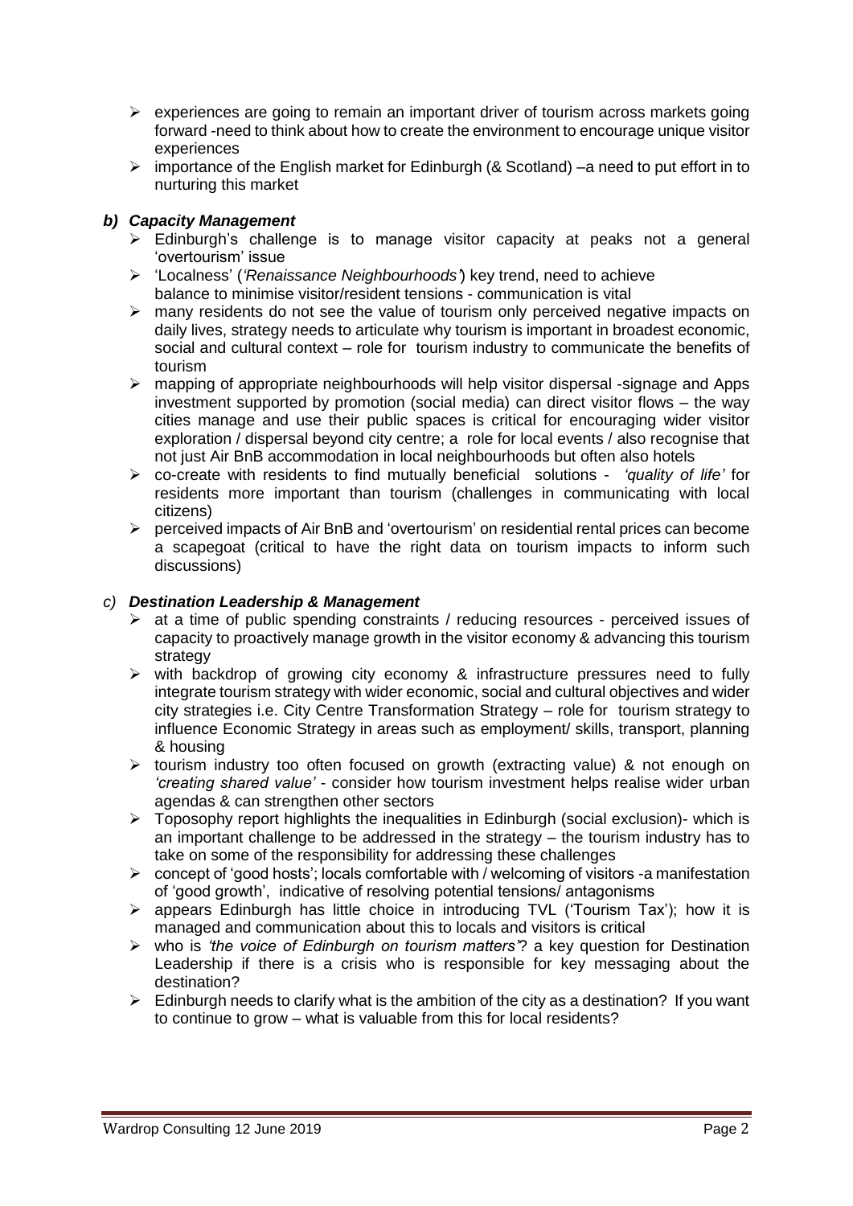- experiences are going to remain an important driver of tourism across markets going forward -need to think about how to create the environment to encourage unique visitor experiences
- importance of the English market for Edinburgh (& Scotland) –a need to put effort in to nurturing this market

### *b) Capacity Management*

- Edinburgh's challenge is to manage visitor capacity at peaks not a general 'overtourism' issue
- 'Localness' (*'Renaissance Neighbourhoods'*) key trend, need to achieve balance to minimise visitor/resident tensions - communication is vital
- many residents do not see the value of tourism only perceived negative impacts on daily lives, strategy needs to articulate why tourism is important in broadest economic, social and cultural context – role for tourism industry to communicate the benefits of tourism
- mapping of appropriate neighbourhoods will help visitor dispersal -signage and Apps investment supported by promotion (social media) can direct visitor flows – the way cities manage and use their public spaces is critical for encouraging wider visitor exploration / dispersal beyond city centre; a role for local events / also recognise that not just Air BnB accommodation in local neighbourhoods but often also hotels
- co-create with residents to find mutually beneficial solutions - *'quality of life'* for residents more important than tourism (challenges in communicating with local citizens)
- perceived impacts of Air BnB and 'overtourism' on residential rental prices can become a scapegoat (critical to have the right data on tourism impacts to inform such discussions)

### *c) Destination Leadership & Management*

- at a time of public spending constraints / reducing resources - perceived issues of capacity to proactively manage growth in the visitor economy & advancing this tourism strategy
- with backdrop of growing city economy & infrastructure pressures need to fully integrate tourism strategy with wider economic, social and cultural objectives and wider city strategies i.e. City Centre Transformation Strategy – role for tourism strategy to influence Economic Strategy in areas such as employment/ skills, transport, planning & housing
- tourism industry too often focused on growth (extracting value) & not enough on *'creating shared value'* - consider how tourism investment helps realise wider urban agendas & can strengthen other sectors
- Toposophy report highlights the inequalities in Edinburgh (social exclusion)- which is an important challenge to be addressed in the strategy – the tourism industry has to take on some of the responsibility for addressing these challenges
- concept of 'good hosts'; locals comfortable with / welcoming of visitors -a manifestation of 'good growth', indicative of resolving potential tensions/ antagonisms
- appears Edinburgh has little choice in introducing TVL ('Tourism Tax'); how it is managed and communication about this to locals and visitors is critical
- who is *'the voice of Edinburgh on tourism matters'*? a key question for Destination Leadership if there is a crisis who is responsible for key messaging about the destination?
- Edinburgh needs to clarify what is the ambition of the city as a destination? If you want to continue to grow – what is valuable from this for local residents?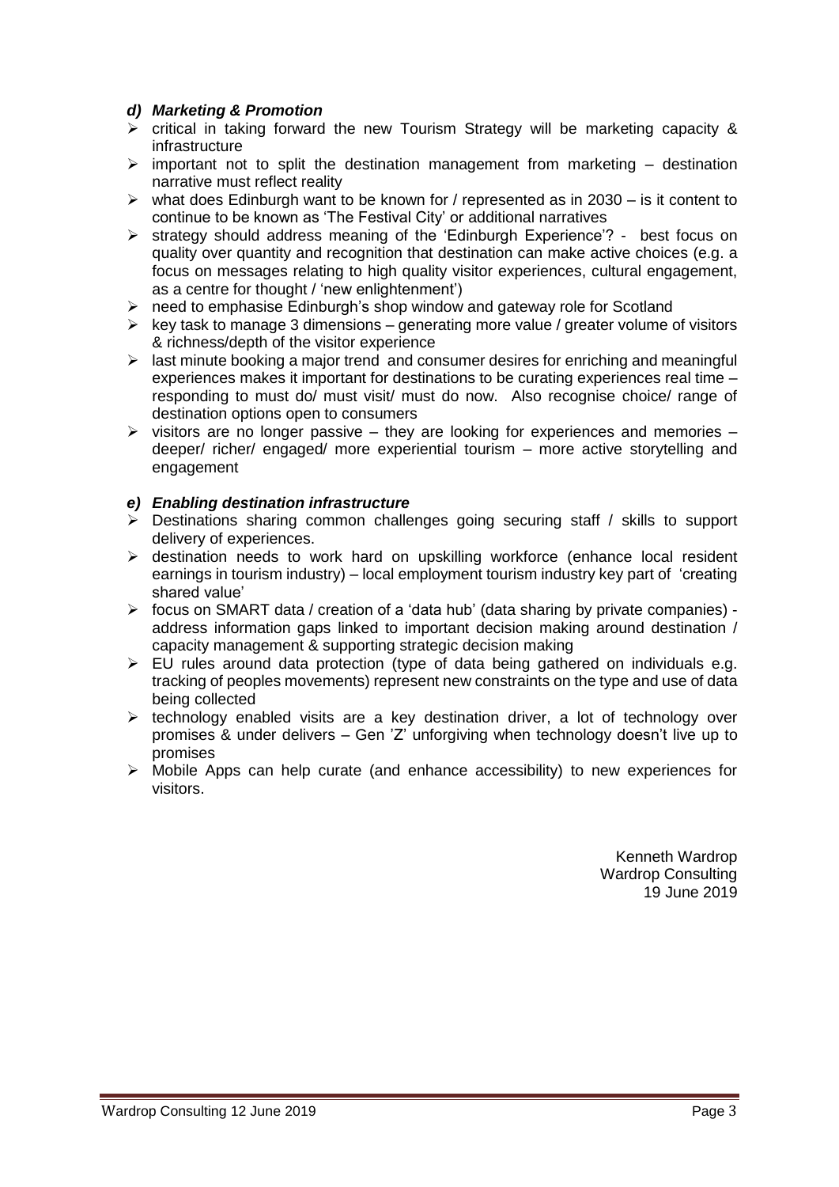### *d) Marketing & Promotion*

- critical in taking forward the new Tourism Strategy will be marketing capacity & infrastructure
- important not to split the destination management from marketing – destination narrative must reflect reality
- what does Edinburgh want to be known for / represented as in 2030 – is it content to continue to be known as 'The Festival City' or additional narratives
- strategy should address meaning of the 'Edinburgh Experience'? - best focus on quality over quantity and recognition that destination can make active choices (e.g. a focus on messages relating to high quality visitor experiences, cultural engagement, as a centre for thought / 'new enlightenment')
- need to emphasise Edinburgh's shop window and gateway role for Scotland
- key task to manage 3 dimensions – generating more value / greater volume of visitors & richness/depth of the visitor experience
- last minute booking a major trend and consumer desires for enriching and meaningful experiences makes it important for destinations to be curating experiences real time – responding to must do/ must visit/ must do now. Also recognise choice/ range of destination options open to consumers
- visitors are no longer passive – they are looking for experiences and memories – deeper/ richer/ engaged/ more experiential tourism – more active storytelling and engagement

### *e) Enabling destination infrastructure*

- Destinations sharing common challenges going securing staff / skills to support delivery of experiences.
- destination needs to work hard on upskilling workforce (enhance local resident earnings in tourism industry) – local employment tourism industry key part of 'creating shared value'
- focus on SMART data / creation of a 'data hub' (data sharing by private companies) - address information gaps linked to important decision making around destination / capacity management & supporting strategic decision making
- EU rules around data protection (type of data being gathered on individuals e.g. tracking of peoples movements) represent new constraints on the type and use of data being collected
- technology enabled visits are a key destination driver, a lot of technology over promises & under delivers – Gen 'Z' unforgiving when technology doesn't live up to promises
- Mobile Apps can help curate (and enhance accessibility) to new experiences for visitors.

Kenneth Wardrop
Wardrop Consulting
19 June 2019